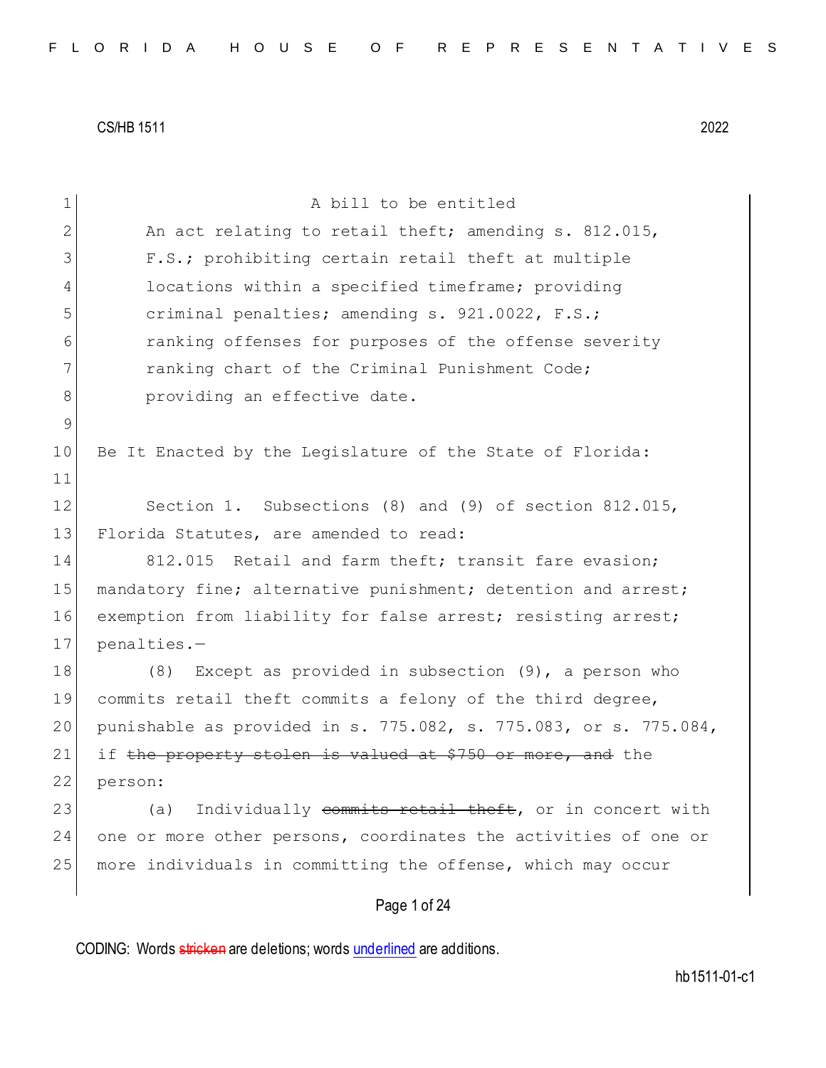A bill to be entitled

An act relating to retail theft; amending s. 812.015, F.S.; prohibiting certain retail theft at multiple locations within a specified timeframe; providing criminal penalties; amending s. 921.0022, F.S.; ranking offenses for purposes of the offense severity ranking chart of the Criminal Punishment Code; providing an effective date.

Be It Enacted by the Legislature of the State of Florida:

Section 1. Subsections (8) and (9) of section 812.015, Florida Statutes, are amended to read:

812.015 Retail and farm theft; transit fare evasion; mandatory fine; alternative punishment; detention and arrest; exemption from liability for false arrest; resisting arrest; penalties.—

(8) Except as provided in subsection (9), a person who commits retail theft commits a felony of the third degree, punishable as provided in s. 775.082, s. 775.083, or s. 775.084, if ~~the property stolen is valued at $750 or more, and~~ the person:

(a) Individually ~~commits retail theft~~, or in concert with one or more other persons, coordinates the activities of one or more individuals in committing the offense, which may occur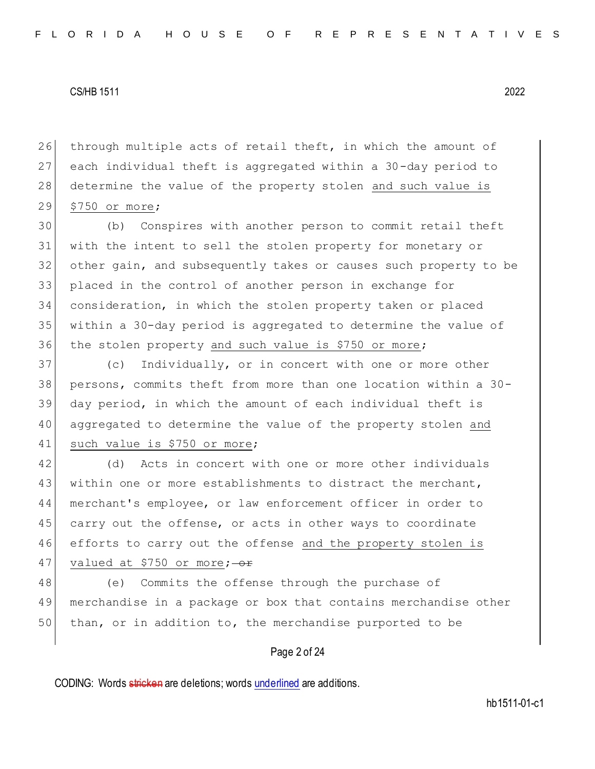26 through multiple acts of retail theft, in which the amount of
27 each individual theft is aggregated within a 30-day period to
28 determine the value of the property stolen <u>and such value is</u>
29 <u>$750 or more</u>;

30 (b) Conspires with another person to commit retail theft
31 with the intent to sell the stolen property for monetary or
32 other gain, and subsequently takes or causes such property to be
33 placed in the control of another person in exchange for
34 consideration, in which the stolen property taken or placed
35 within a 30-day period is aggregated to determine the value of
36 the stolen property <u>and such value is $750 or more</u>;

37 (c) Individually, or in concert with one or more other
38 persons, commits theft from more than one location within a 30-
39 day period, in which the amount of each individual theft is
40 aggregated to determine the value of the property stolen <u>and</u>
41 <u>such value is $750 or more</u>;

42 (d) Acts in concert with one or more other individuals
43 within one or more establishments to distract the merchant,
44 merchant's employee, or law enforcement officer in order to
45 carry out the offense, or acts in other ways to coordinate
46 efforts to carry out the offense <u>and the property stolen is</u>
47 <u>valued at $750 or more</u>; ~~or~~

48 (e) Commits the offense through the purchase of
49 merchandise in a package or box that contains merchandise other
50 than, or in addition to, the merchandise purported to be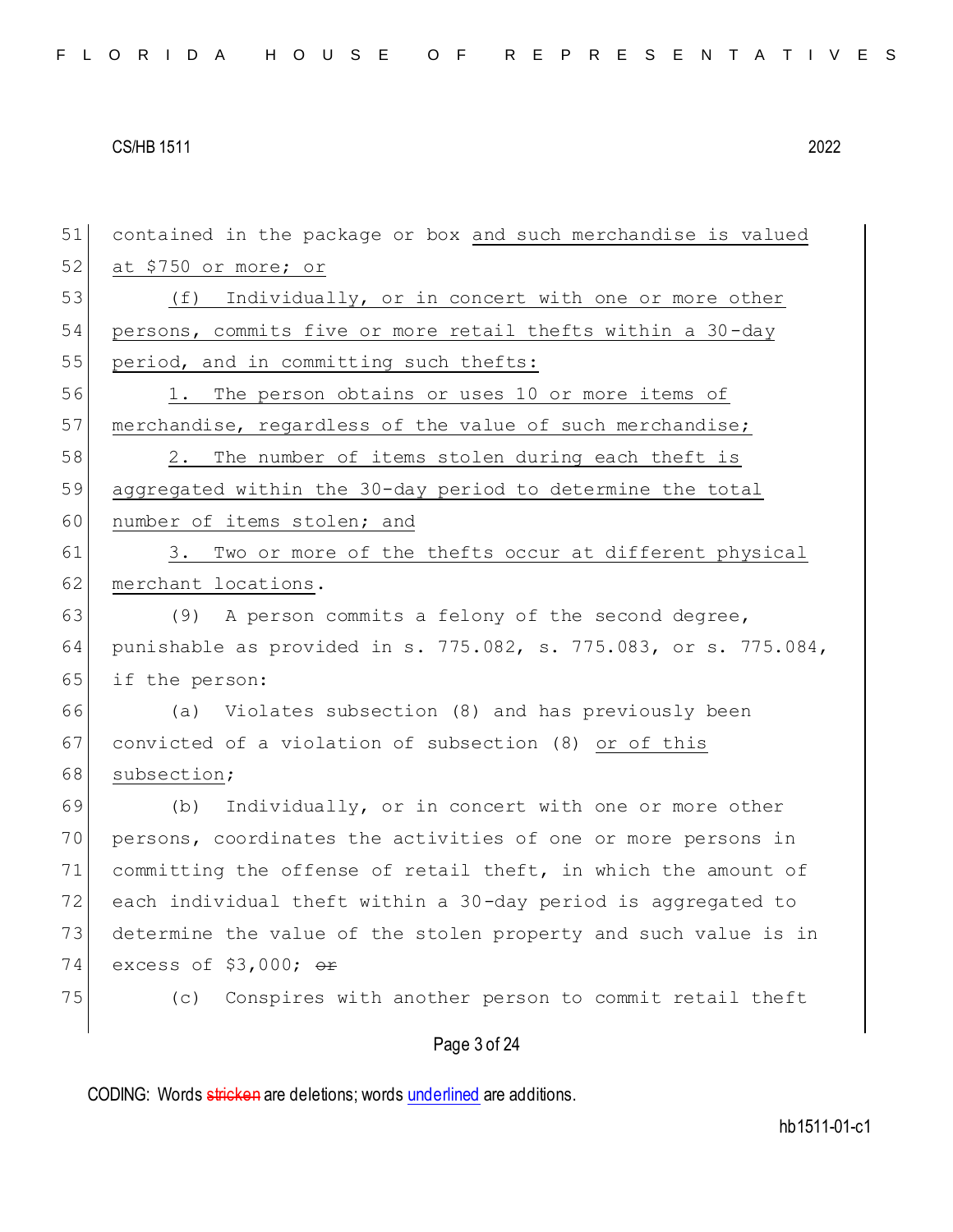contained in the package or box and such merchandise is valued at $750 or more; or

(f) Individually, or in concert with one or more other persons, commits five or more retail thefts within a 30-day period, and in committing such thefts:

1. The person obtains or uses 10 or more items of merchandise, regardless of the value of such merchandise;

2. The number of items stolen during each theft is aggregated within the 30-day period to determine the total number of items stolen; and

3. Two or more of the thefts occur at different physical merchant locations.

(9) A person commits a felony of the second degree, punishable as provided in s. 775.082, s. 775.083, or s. 775.084, if the person:

(a) Violates subsection (8) and has previously been convicted of a violation of subsection (8) or of this subsection;

(b) Individually, or in concert with one or more other persons, coordinates the activities of one or more persons in committing the offense of retail theft, in which the amount of each individual theft within a 30-day period is aggregated to determine the value of the stolen property and such value is in excess of $3,000; ~~or~~

(c) Conspires with another person to commit retail theft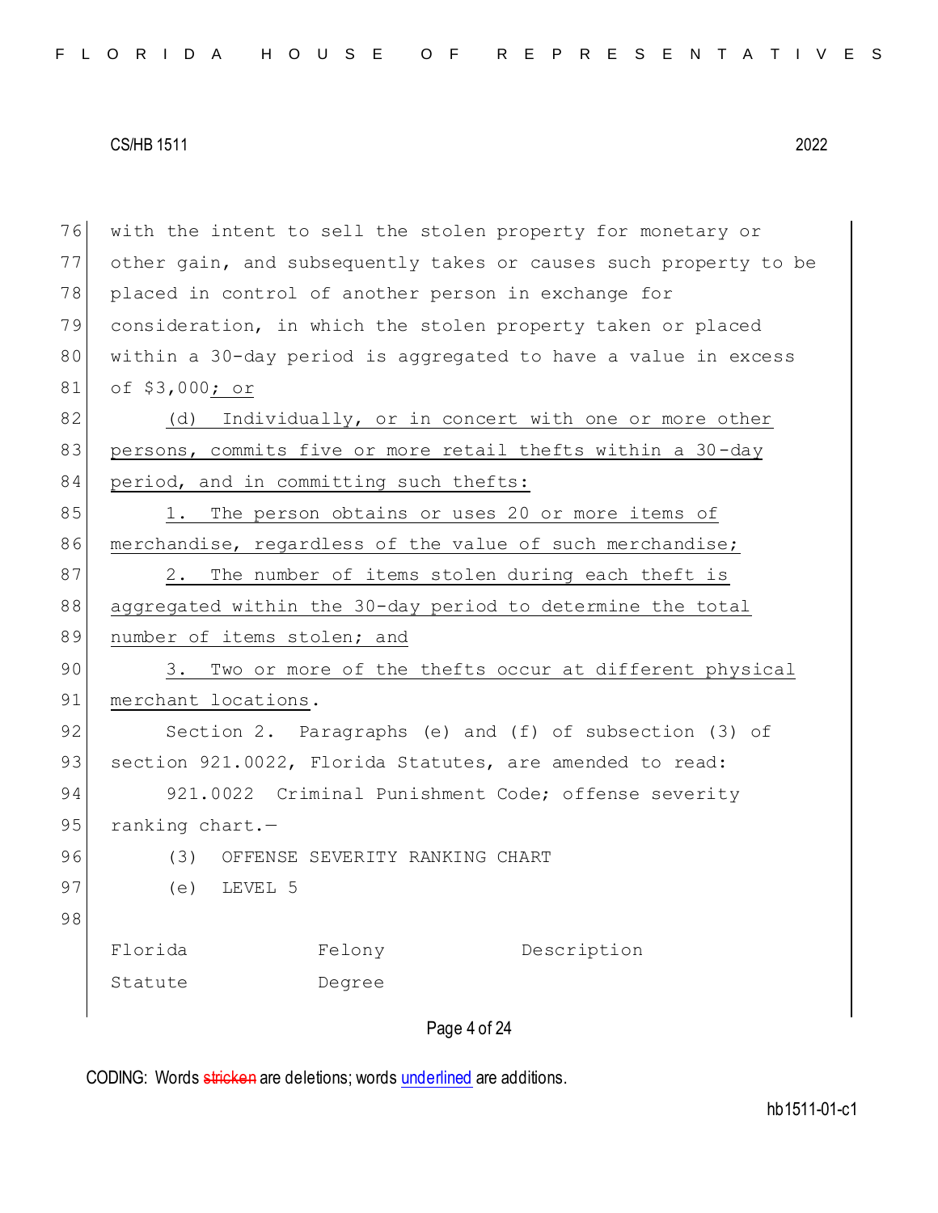with the intent to sell the stolen property for monetary or other gain, and subsequently takes or causes such property to be placed in control of another person in exchange for consideration, in which the stolen property taken or placed within a 30-day period is aggregated to have a value in excess of $3,000; or

(d) Individually, or in concert with one or more other persons, commits five or more retail thefts within a 30-day period, and in committing such thefts:

1. The person obtains or uses 20 or more items of merchandise, regardless of the value of such merchandise;

2. The number of items stolen during each theft is aggregated within the 30-day period to determine the total number of items stolen; and

3. Two or more of the thefts occur at different physical merchant locations.

Section 2. Paragraphs (e) and (f) of subsection (3) of section 921.0022, Florida Statutes, are amended to read:

921.0022 Criminal Punishment Code; offense severity ranking chart.—

(3) OFFENSE SEVERITY RANKING CHART

(e) LEVEL 5

| Florida Statute | Felony Degree | Description |
|---|---|---|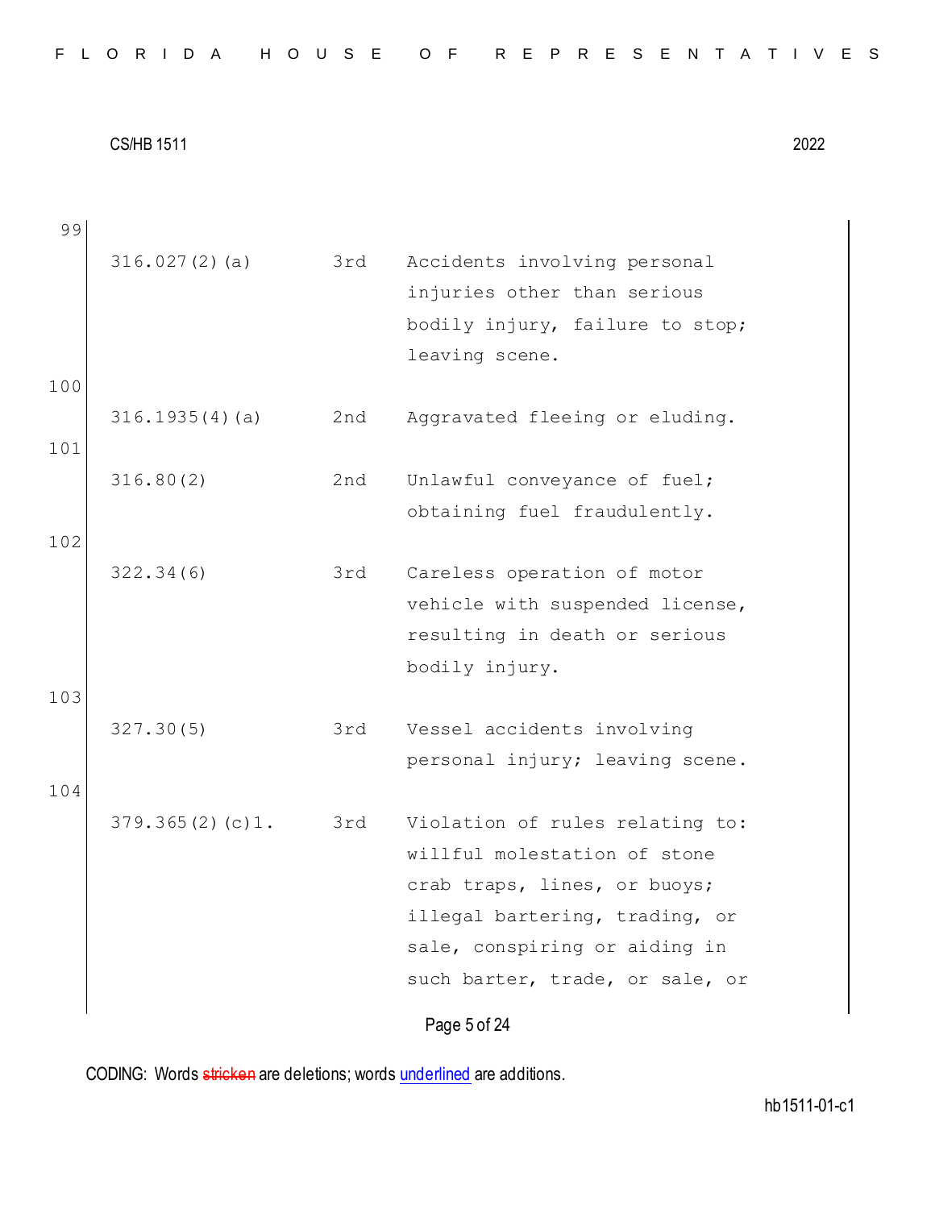99

316.027(2)(a) 3rd Accidents involving personal injuries other than serious bodily injury, failure to stop; leaving scene.

100

316.1935(4)(a) 2nd Aggravated fleeing or eluding.

101

316.80(2) 2nd Unlawful conveyance of fuel; obtaining fuel fraudulently.

102

322.34(6) 3rd Careless operation of motor vehicle with suspended license, resulting in death or serious bodily injury.

103

327.30(5) 3rd Vessel accidents involving personal injury; leaving scene.

104

379.365(2)(c)1. 3rd Violation of rules relating to: willful molestation of stone crab traps, lines, or buoys; illegal bartering, trading, or sale, conspiring or aiding in such barter, trade, or sale, or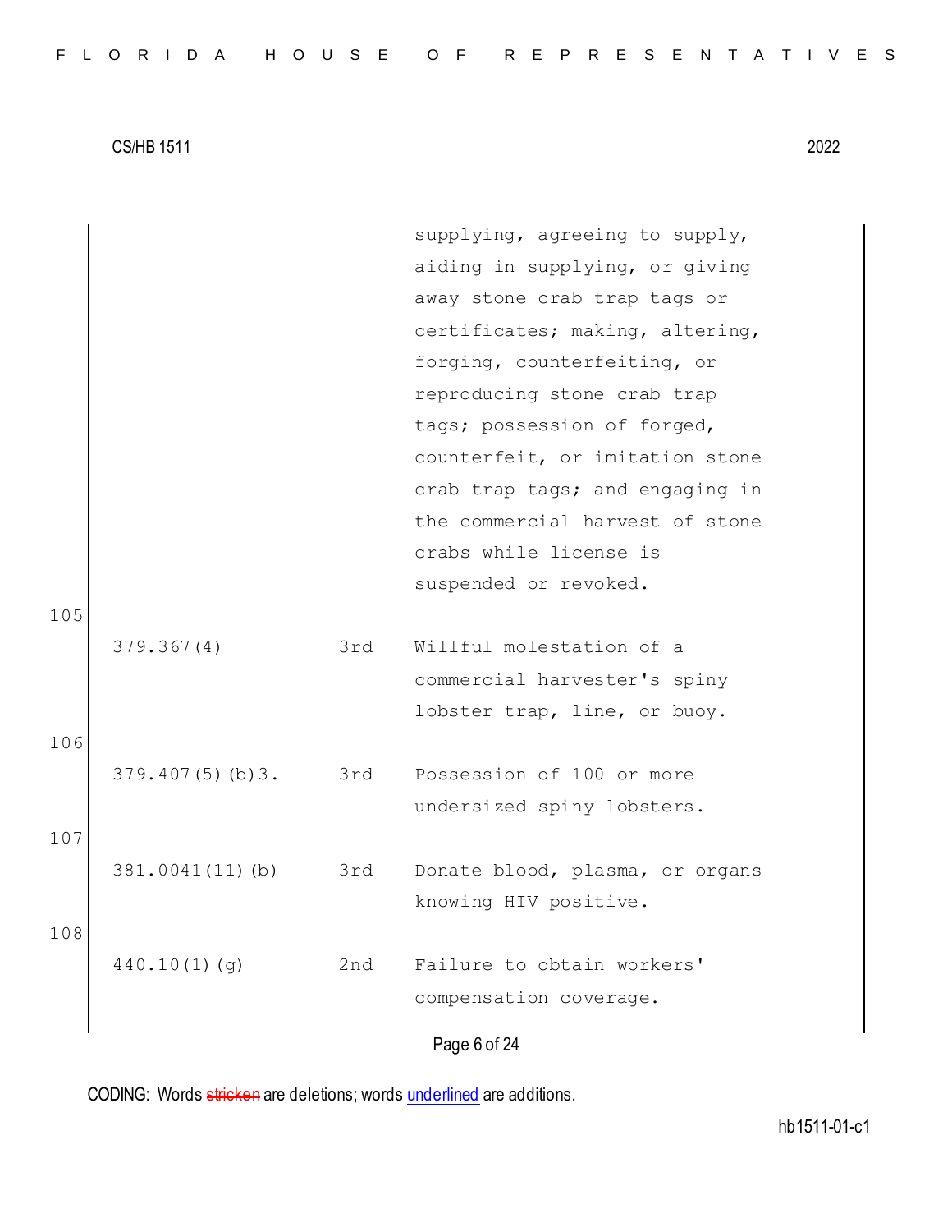| | | |
|---|---|---|
| | | supplying, agreeing to supply, aiding in supplying, or giving away stone crab trap tags or certificates; making, altering, forging, counterfeiting, or reproducing stone crab trap tags; possession of forged, counterfeit, or imitation stone crab trap tags; and engaging in the commercial harvest of stone crabs while license is suspended or revoked. |

105

| | | |
|---|---|---|
| 379.367(4) | 3rd | Willful molestation of a commercial harvester's spiny lobster trap, line, or buoy. |

106

| | | |
|---|---|---|
| 379.407(5)(b)3. | 3rd | Possession of 100 or more undersized spiny lobsters. |

107

| | | |
|---|---|---|
| 381.0041(11)(b) | 3rd | Donate blood, plasma, or organs knowing HIV positive. |

108

| | | |
|---|---|---|
| 440.10(1)(g) | 2nd | Failure to obtain workers' compensation coverage. |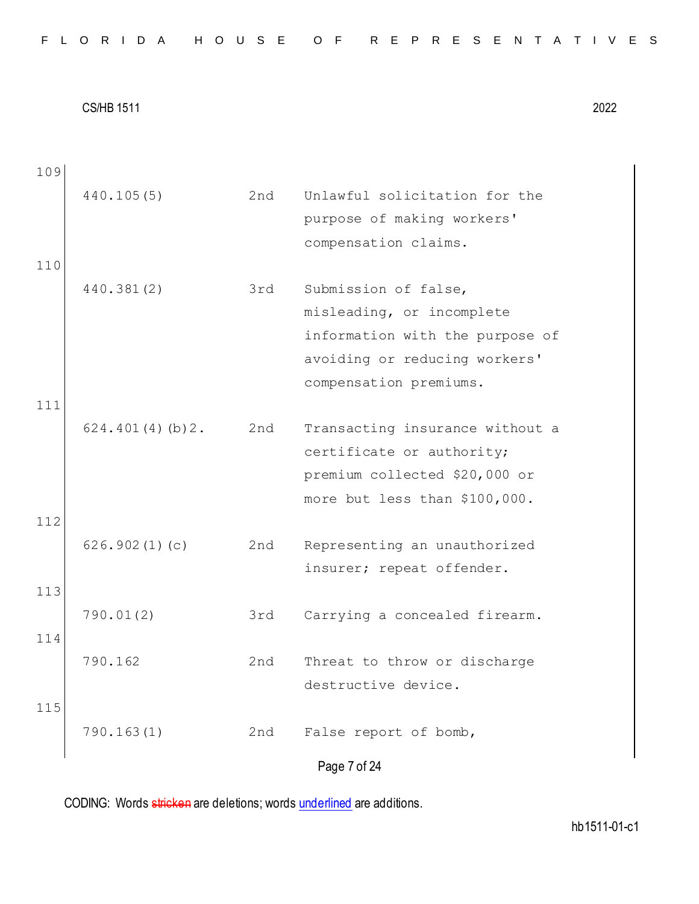109

| | | |
|---|---|---|
| 440.105(5) | 2nd | Unlawful solicitation for the purpose of making workers' compensation claims. |

110

| | | |
|---|---|---|
| 440.381(2) | 3rd | Submission of false, misleading, or incomplete information with the purpose of avoiding or reducing workers' compensation premiums. |

111

| | | |
|---|---|---|
| 624.401(4)(b)2. | 2nd | Transacting insurance without a certificate or authority; premium collected $20,000 or more but less than $100,000. |

112

| | | |
|---|---|---|
| 626.902(1)(c) | 2nd | Representing an unauthorized insurer; repeat offender. |

113

| | | |
|---|---|---|
| 790.01(2) | 3rd | Carrying a concealed firearm. |

114

| | | |
|---|---|---|
| 790.162 | 2nd | Threat to throw or discharge destructive device. |

115

| | | |
|---|---|---|
| 790.163(1) | 2nd | False report of bomb, |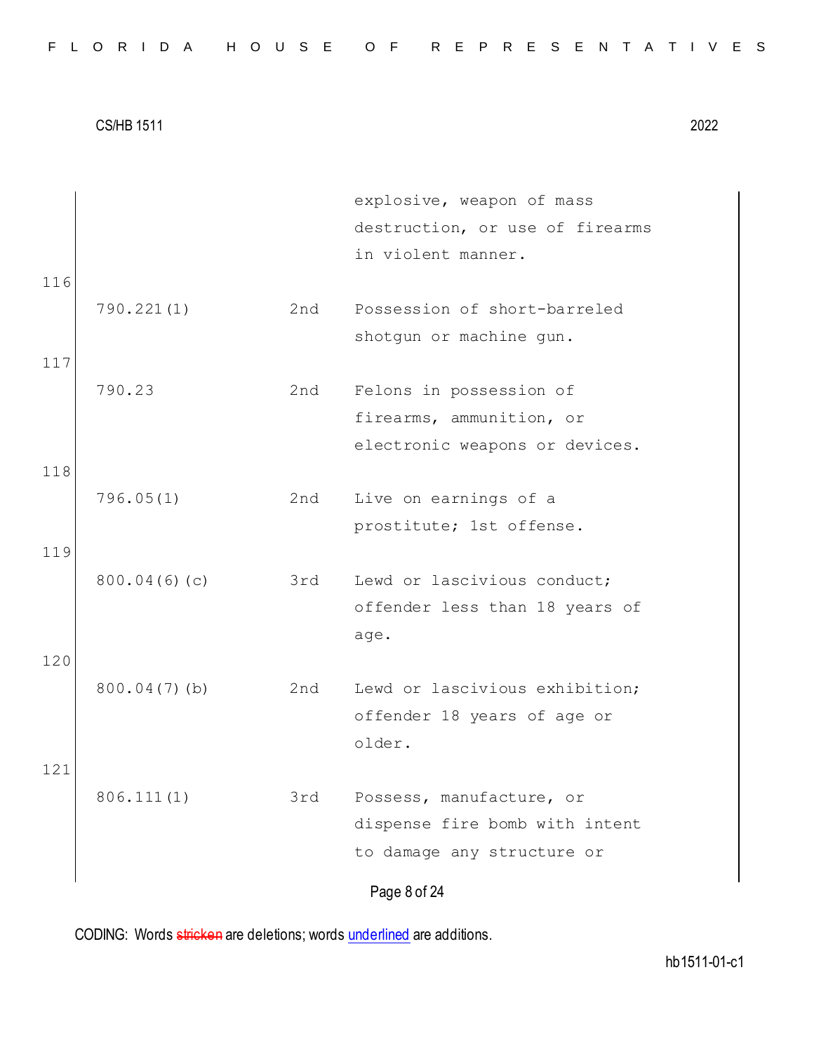| | | | |
|---|---|---|---|
| | | | explosive, weapon of mass destruction, or use of firearms in violent manner. |
| 116 | 790.221(1) | 2nd | Possession of short-barreled shotgun or machine gun. |
| 117 | 790.23 | 2nd | Felons in possession of firearms, ammunition, or electronic weapons or devices. |
| 118 | 796.05(1) | 2nd | Live on earnings of a prostitute; 1st offense. |
| 119 | 800.04(6)(c) | 3rd | Lewd or lascivious conduct; offender less than 18 years of age. |
| 120 | 800.04(7)(b) | 2nd | Lewd or lascivious exhibition; offender 18 years of age or older. |
| 121 | 806.111(1) | 3rd | Possess, manufacture, or dispense fire bomb with intent to damage any structure or |

CODING: Words stricken are deletions; words underlined are additions.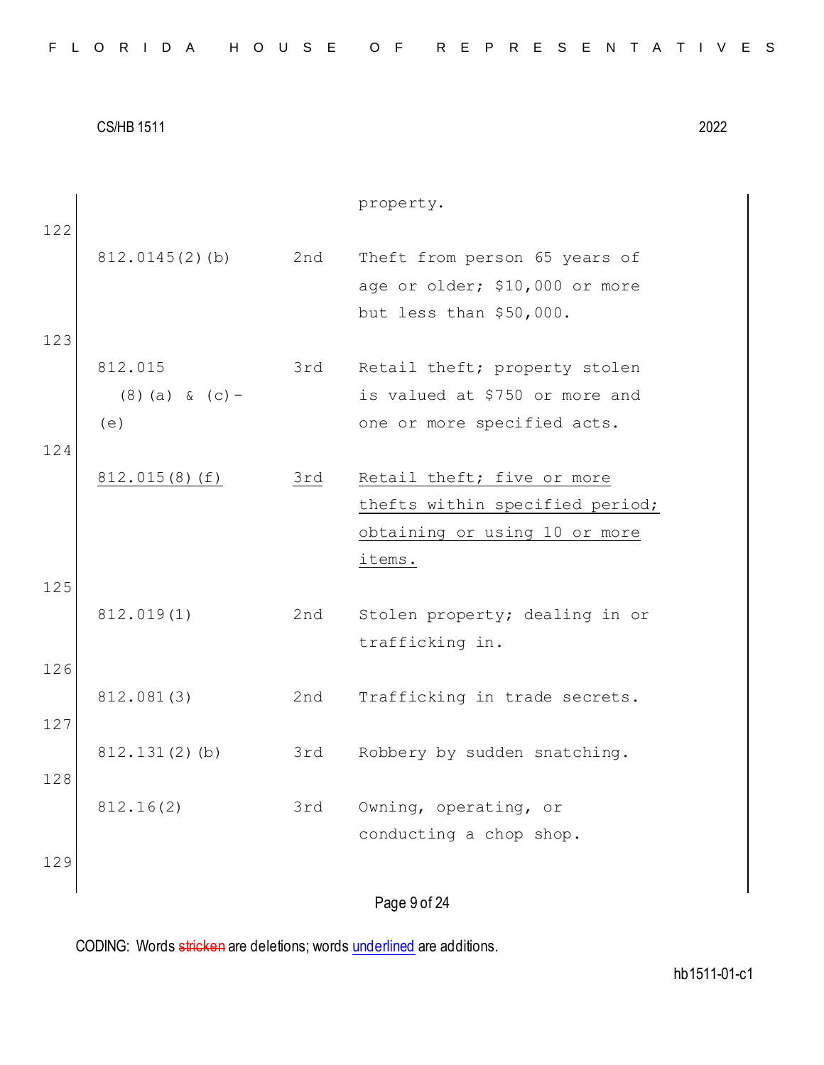| | | |
|---|---|---|
| | | property. |
| 812.0145(2)(b) | 2nd | Theft from person 65 years of age or older; $10,000 or more but less than $50,000. |
| 812.015 (8)(a) & (c)-(e) | 3rd | Retail theft; property stolen is valued at $750 or more and one or more specified acts. |
| 812.015(8)(f) | 3rd | Retail theft; five or more thefts within specified period; obtaining or using 10 or more items. |
| 812.019(1) | 2nd | Stolen property; dealing in or trafficking in. |
| 812.081(3) | 2nd | Trafficking in trade secrets. |
| 812.131(2)(b) | 3rd | Robbery by sudden snatching. |
| 812.16(2) | 3rd | Owning, operating, or conducting a chop shop. |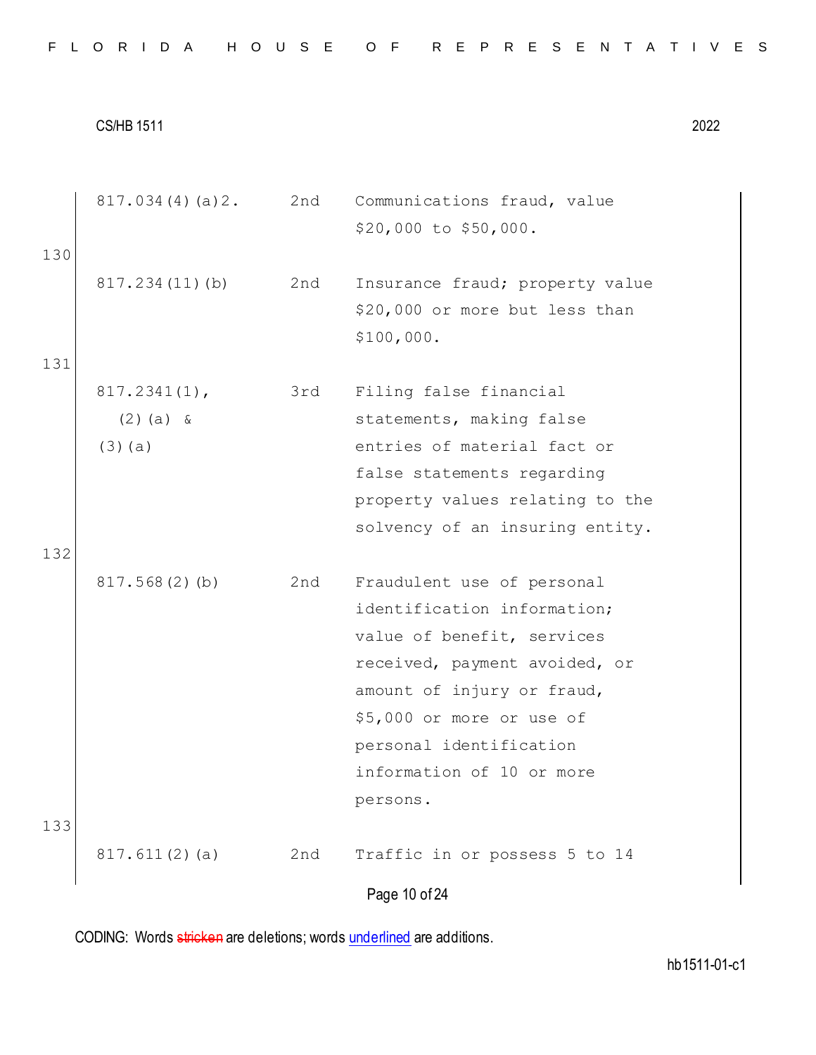| | | | |
|---|---|---|---|
| | 817.034(4)(a)2. | 2nd | Communications fraud, value $20,000 to $50,000. |
| 130 | 817.234(11)(b) | 2nd | Insurance fraud; property value $20,000 or more but less than $100,000. |
| 131 | 817.2341(1), (2)(a) & (3)(a) | 3rd | Filing false financial statements, making false entries of material fact or false statements regarding property values relating to the solvency of an insuring entity. |
| 132 | 817.568(2)(b) | 2nd | Fraudulent use of personal identification information; value of benefit, services received, payment avoided, or amount of injury or fraud, $5,000 or more or use of personal identification information of 10 or more persons. |
| 133 | 817.611(2)(a) | 2nd | Traffic in or possess 5 to 14 |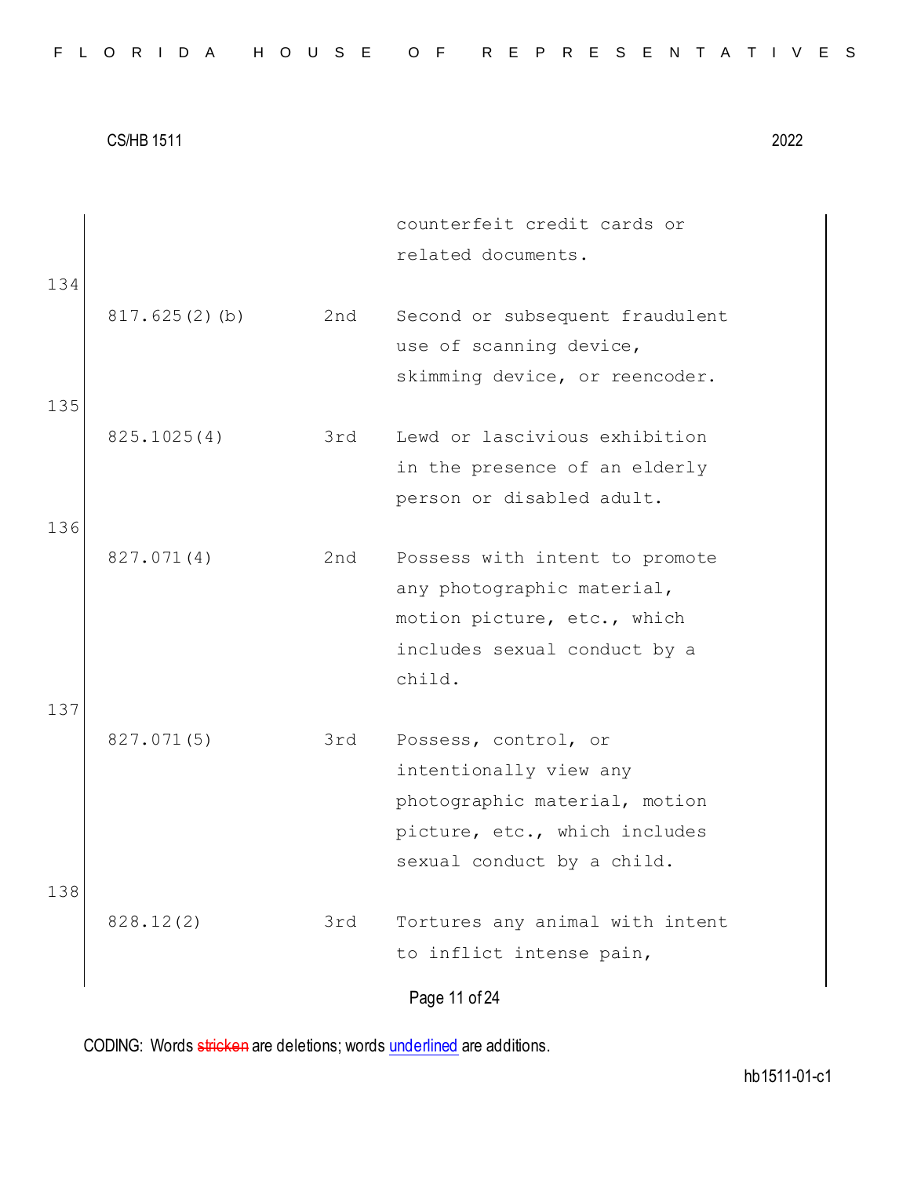| | | |
|---|---|---|
| | | counterfeit credit cards or related documents. |
| 817.625(2)(b) | 2nd | Second or subsequent fraudulent use of scanning device, skimming device, or reencoder. |
| 825.1025(4) | 3rd | Lewd or lascivious exhibition in the presence of an elderly person or disabled adult. |
| 827.071(4) | 2nd | Possess with intent to promote any photographic material, motion picture, etc., which includes sexual conduct by a child. |
| 827.071(5) | 3rd | Possess, control, or intentionally view any photographic material, motion picture, etc., which includes sexual conduct by a child. |
| 828.12(2) | 3rd | Tortures any animal with intent to inflict intense pain, |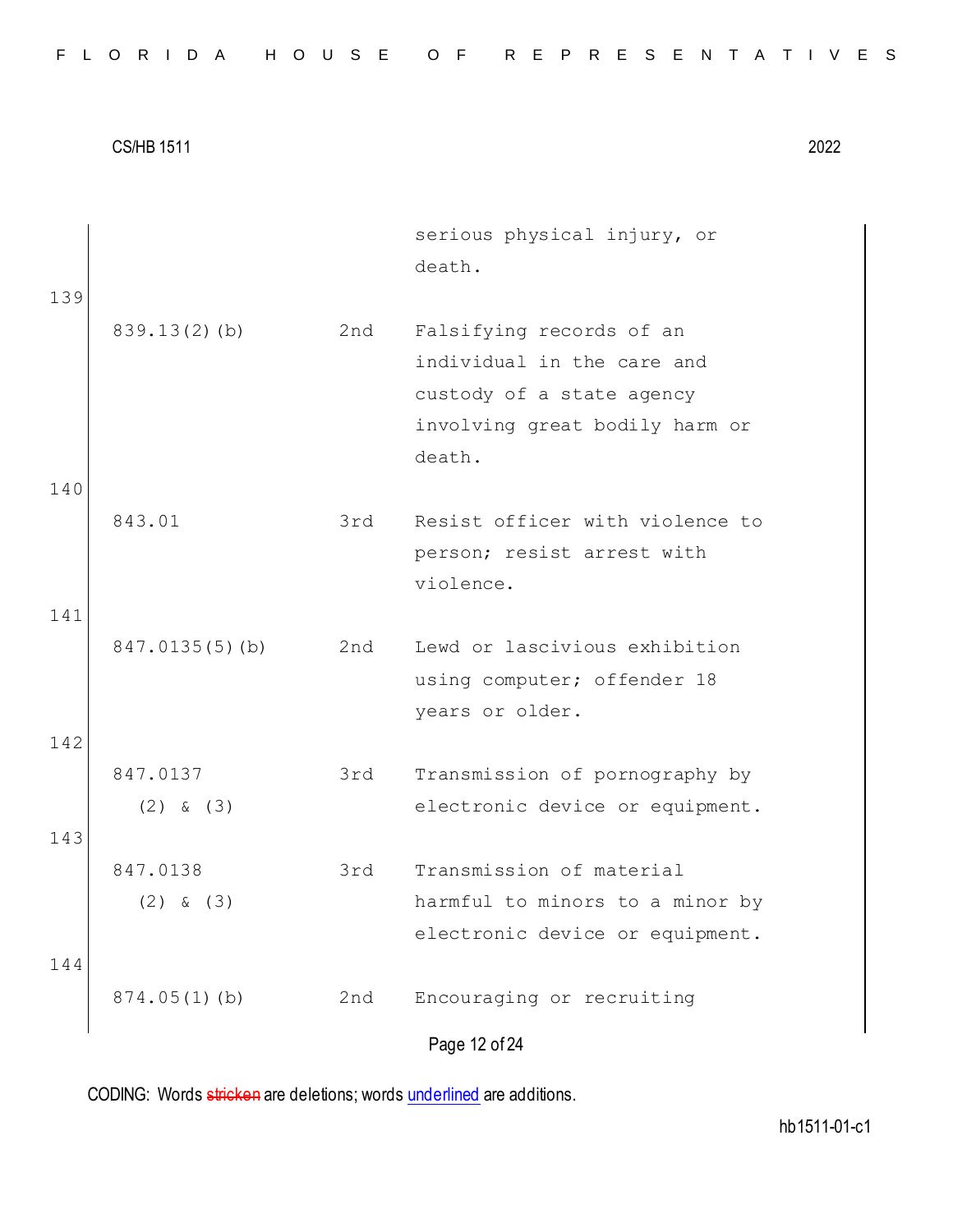| | | |
|---|---|---|
| | | serious physical injury, or death. |
| 839.13(2)(b) | 2nd | Falsifying records of an individual in the care and custody of a state agency involving great bodily harm or death. |
| 843.01 | 3rd | Resist officer with violence to person; resist arrest with violence. |
| 847.0135(5)(b) | 2nd | Lewd or lascivious exhibition using computer; offender 18 years or older. |
| 847.0137 (2) & (3) | 3rd | Transmission of pornography by electronic device or equipment. |
| 847.0138 (2) & (3) | 3rd | Transmission of material harmful to minors to a minor by electronic device or equipment. |
| 874.05(1)(b) | 2nd | Encouraging or recruiting |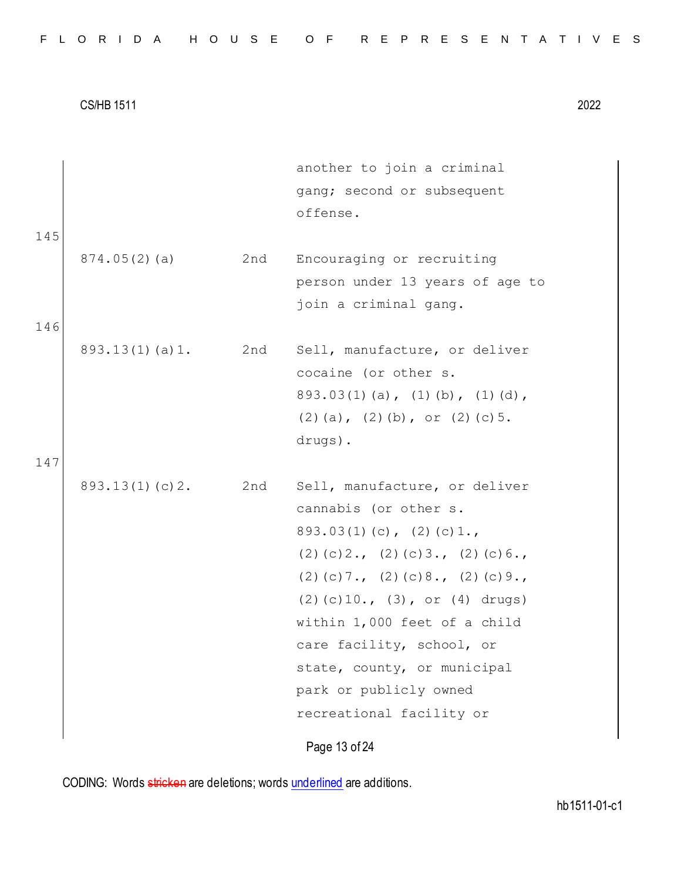| | | |
|---|---|---|
| | | another to join a criminal gang; second or subsequent offense. |

145

| | | |
|---|---|---|
| 874.05(2)(a) | 2nd | Encouraging or recruiting person under 13 years of age to join a criminal gang. |

146

| | | |
|---|---|---|
| 893.13(1)(a)1. | 2nd | Sell, manufacture, or deliver cocaine (or other s. 893.03(1)(a), (1)(b), (1)(d), (2)(a), (2)(b), or (2)(c)5. drugs). |

147

| | | |
|---|---|---|
| 893.13(1)(c)2. | 2nd | Sell, manufacture, or deliver cannabis (or other s. 893.03(1)(c), (2)(c)1., (2)(c)2., (2)(c)3., (2)(c)6., (2)(c)7., (2)(c)8., (2)(c)9., (2)(c)10., (3), or (4) drugs) within 1,000 feet of a child care facility, school, or state, county, or municipal park or publicly owned recreational facility or |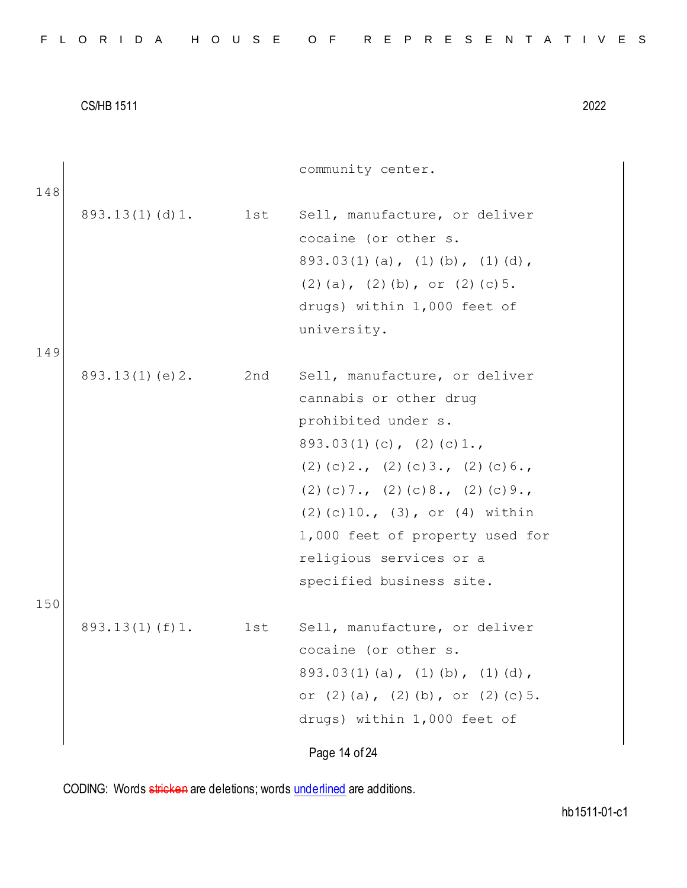| | | community center. |
|---|---|---|
| 148 | | |
| 893.13(1)(d)1. | 1st | Sell, manufacture, or deliver cocaine (or other s. 893.03(1)(a), (1)(b), (1)(d), (2)(a), (2)(b), or (2)(c)5. drugs) within 1,000 feet of university. |
| 149 | | |
| 893.13(1)(e)2. | 2nd | Sell, manufacture, or deliver cannabis or other drug prohibited under s. 893.03(1)(c), (2)(c)1., (2)(c)2., (2)(c)3., (2)(c)6., (2)(c)7., (2)(c)8., (2)(c)9., (2)(c)10., (3), or (4) within 1,000 feet of property used for religious services or a specified business site. |
| 150 | | |
| 893.13(1)(f)1. | 1st | Sell, manufacture, or deliver cocaine (or other s. 893.03(1)(a), (1)(b), (1)(d), or (2)(a), (2)(b), or (2)(c)5. drugs) within 1,000 feet of |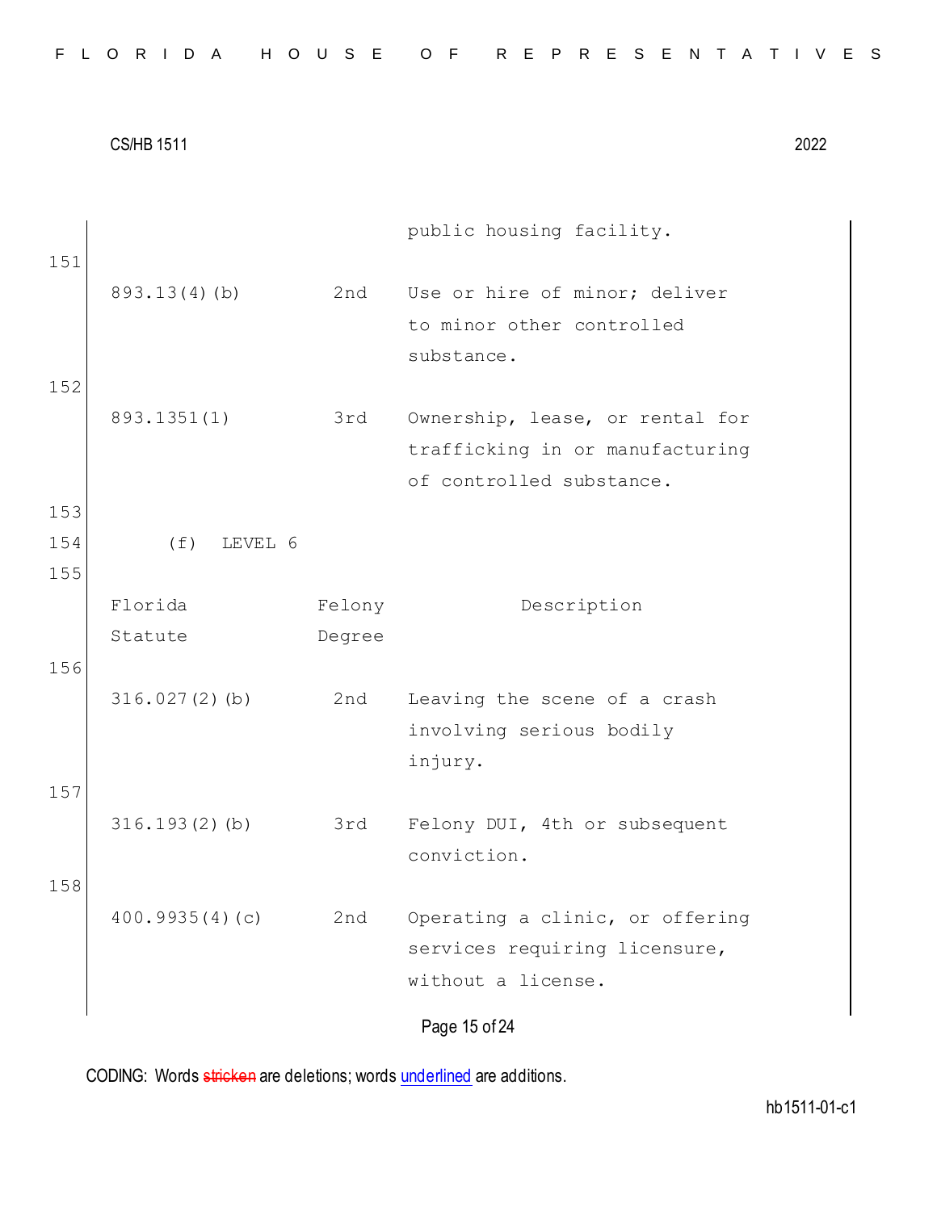public housing facility.

151

| | | |
|---|---|---|
| 893.13(4)(b) | 2nd | Use or hire of minor; deliver to minor other controlled substance. |
| 893.1351(1) | 3rd | Ownership, lease, or rental for trafficking in or manufacturing of controlled substance. |

152

153

154 (f) LEVEL 6

155

| Florida Statute | Felony Degree | Description |
|---|---|---|
| 316.027(2)(b) | 2nd | Leaving the scene of a crash involving serious bodily injury. |
| 316.193(2)(b) | 3rd | Felony DUI, 4th or subsequent conviction. |
| 400.9935(4)(c) | 2nd | Operating a clinic, or offering services requiring licensure, without a license. |

156

157

158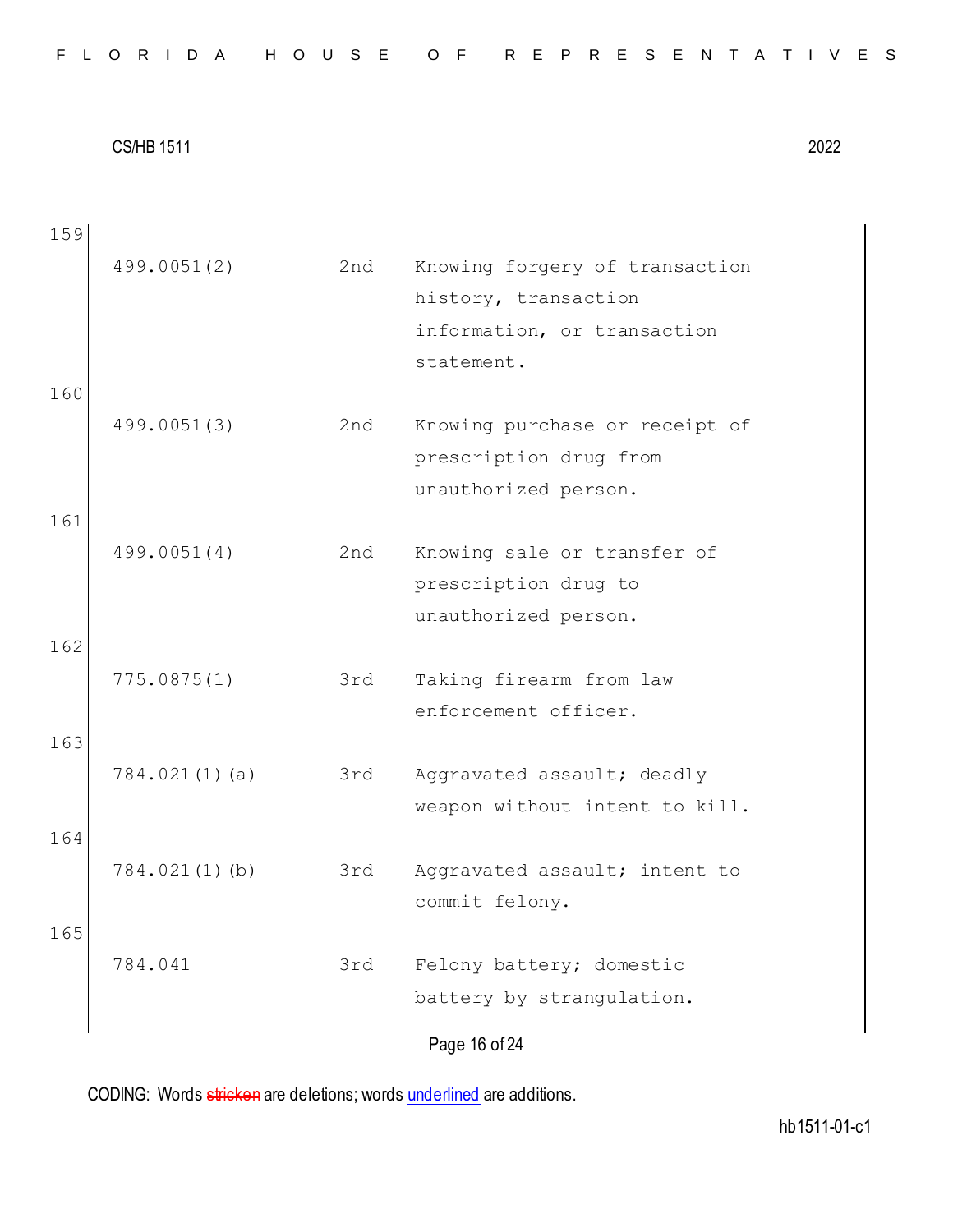| | | | |
|---|---|---|---|
| 159 | 499.0051(2) | 2nd | Knowing forgery of transaction history, transaction information, or transaction statement. |
| 160 | 499.0051(3) | 2nd | Knowing purchase or receipt of prescription drug from unauthorized person. |
| 161 | 499.0051(4) | 2nd | Knowing sale or transfer of prescription drug to unauthorized person. |
| 162 | 775.0875(1) | 3rd | Taking firearm from law enforcement officer. |
| 163 | 784.021(1)(a) | 3rd | Aggravated assault; deadly weapon without intent to kill. |
| 164 | 784.021(1)(b) | 3rd | Aggravated assault; intent to commit felony. |
| 165 | 784.041 | 3rd | Felony battery; domestic battery by strangulation. |

CODING: Words ~~stricken~~ are deletions; words <u>underlined</u> are additions.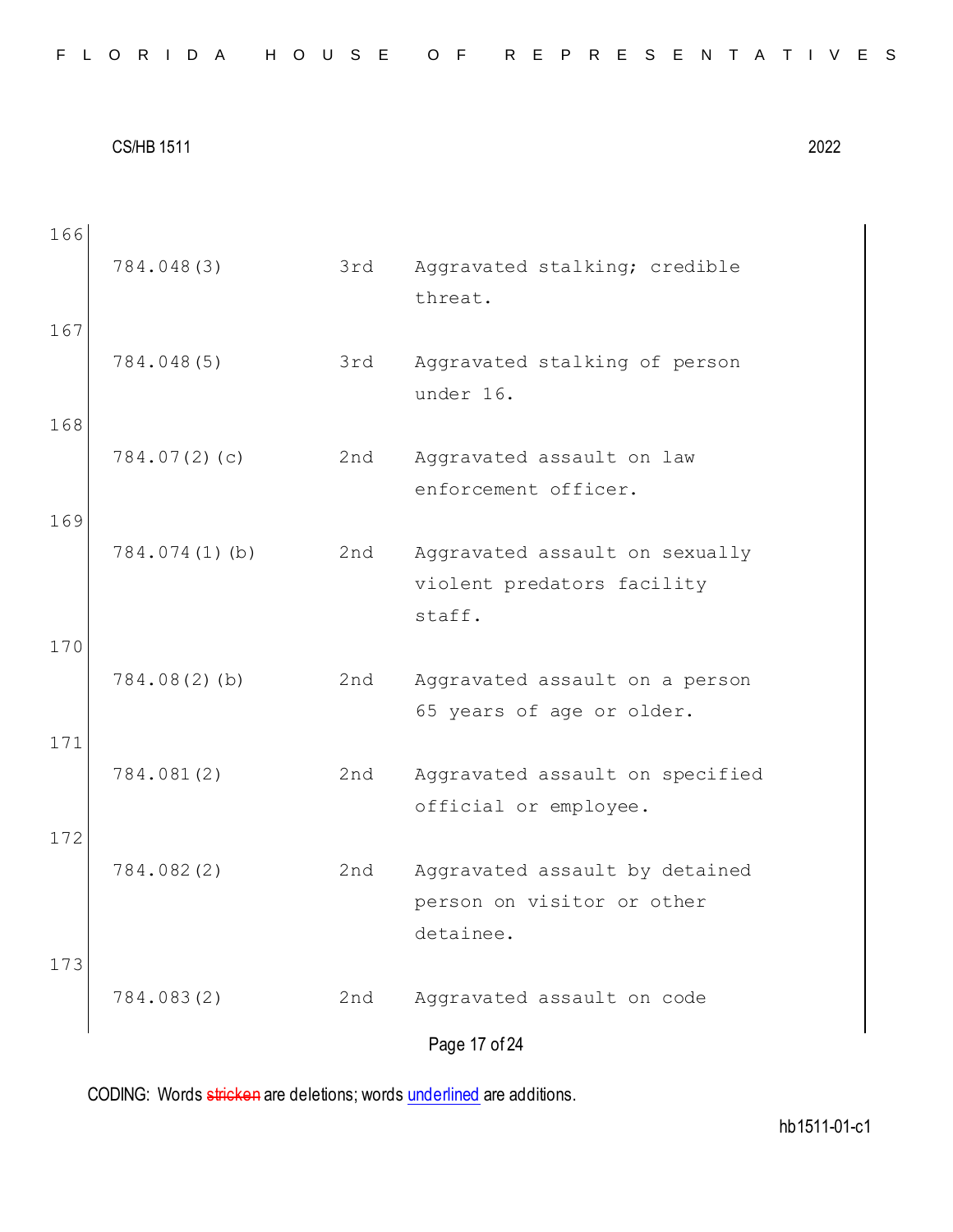| Line | Statute | Degree | Description |
|---|---|---|---|
| 166 | 784.048(3) | 3rd | Aggravated stalking; credible threat. |
| 167 | 784.048(5) | 3rd | Aggravated stalking of person under 16. |
| 168 | 784.07(2)(c) | 2nd | Aggravated assault on law enforcement officer. |
| 169 | 784.074(1)(b) | 2nd | Aggravated assault on sexually violent predators facility staff. |
| 170 | 784.08(2)(b) | 2nd | Aggravated assault on a person 65 years of age or older. |
| 171 | 784.081(2) | 2nd | Aggravated assault on specified official or employee. |
| 172 | 784.082(2) | 2nd | Aggravated assault by detained person on visitor or other detainee. |
| 173 | 784.083(2) | 2nd | Aggravated assault on code |

CODING: Words stricken are deletions; words underlined are additions.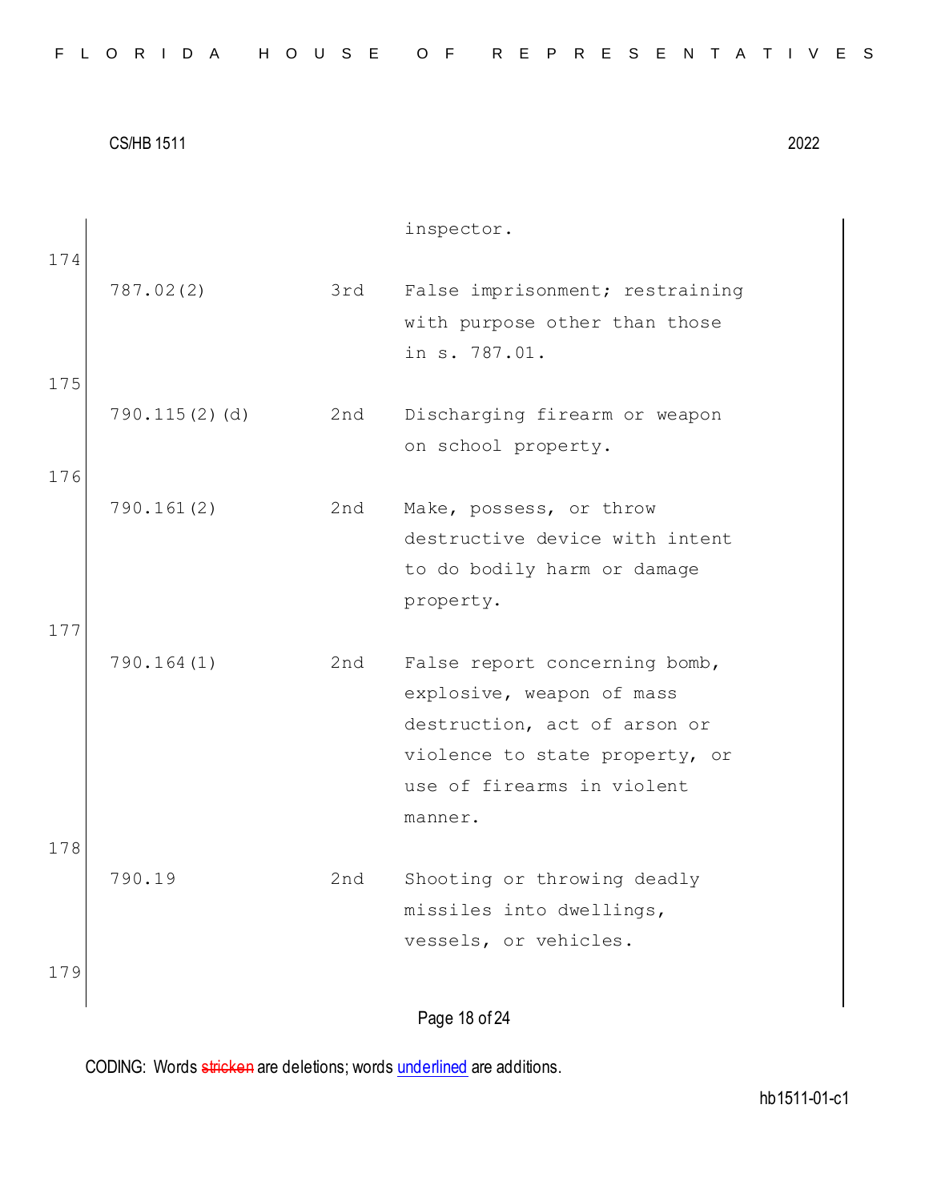inspector.

174

| | | |
|---|---|---|
| 787.02(2) | 3rd | False imprisonment; restraining with purpose other than those in s. 787.01. |

175

| | | |
|---|---|---|
| 790.115(2)(d) | 2nd | Discharging firearm or weapon on school property. |

176

| | | |
|---|---|---|
| 790.161(2) | 2nd | Make, possess, or throw destructive device with intent to do bodily harm or damage property. |

177

| | | |
|---|---|---|
| 790.164(1) | 2nd | False report concerning bomb, explosive, weapon of mass destruction, act of arson or violence to state property, or use of firearms in violent manner. |

178

| | | |
|---|---|---|
| 790.19 | 2nd | Shooting or throwing deadly missiles into dwellings, vessels, or vehicles. |

179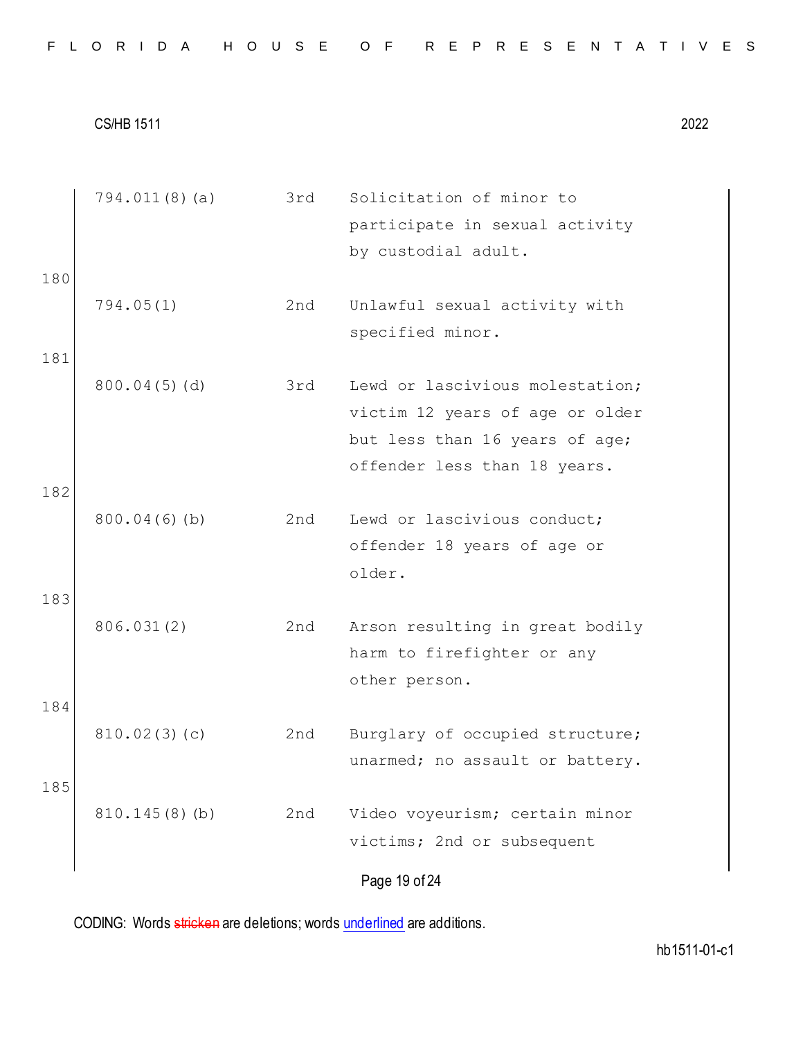| | | | |
|---|---|---|---|
| | 794.011(8)(a) | 3rd | Solicitation of minor to participate in sexual activity by custodial adult. |
| 180 | | | |
| | 794.05(1) | 2nd | Unlawful sexual activity with specified minor. |
| 181 | | | |
| | 800.04(5)(d) | 3rd | Lewd or lascivious molestation; victim 12 years of age or older but less than 16 years of age; offender less than 18 years. |
| 182 | | | |
| | 800.04(6)(b) | 2nd | Lewd or lascivious conduct; offender 18 years of age or older. |
| 183 | | | |
| | 806.031(2) | 2nd | Arson resulting in great bodily harm to firefighter or any other person. |
| 184 | | | |
| | 810.02(3)(c) | 2nd | Burglary of occupied structure; unarmed; no assault or battery. |
| 185 | | | |
| | 810.145(8)(b) | 2nd | Video voyeurism; certain minor victims; 2nd or subsequent |

CODING: Words ~~stricken~~ are deletions; words <u>underlined</u> are additions.

hb1511-01-c1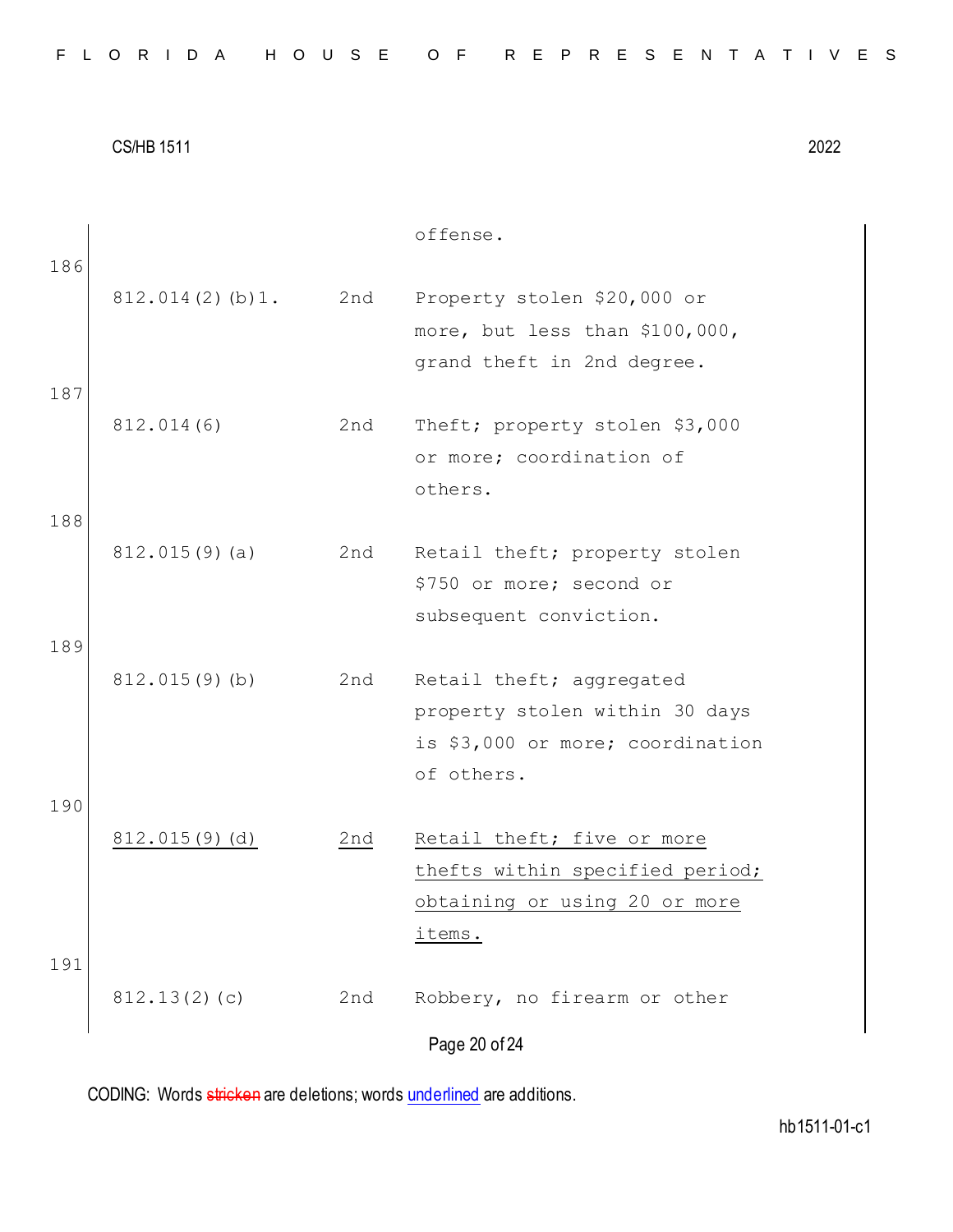offense.

186

| | | |
|---|---|---|
| 812.014(2)(b)1. | 2nd | Property stolen $20,000 or more, but less than $100,000, grand theft in 2nd degree. |

187

| | | |
|---|---|---|
| 812.014(6) | 2nd | Theft; property stolen $3,000 or more; coordination of others. |

188

| | | |
|---|---|---|
| 812.015(9)(a) | 2nd | Retail theft; property stolen $750 or more; second or subsequent conviction. |

189

| | | |
|---|---|---|
| 812.015(9)(b) | 2nd | Retail theft; aggregated property stolen within 30 days is $3,000 or more; coordination of others. |

190

| | | |
|---|---|---|
| <u>812.015(9)(d)</u> | <u>2nd</u> | <u>Retail theft; five or more thefts within specified period; obtaining or using 20 or more items.</u> |

191

| | | |
|---|---|---|
| 812.13(2)(c) | 2nd | Robbery, no firearm or other |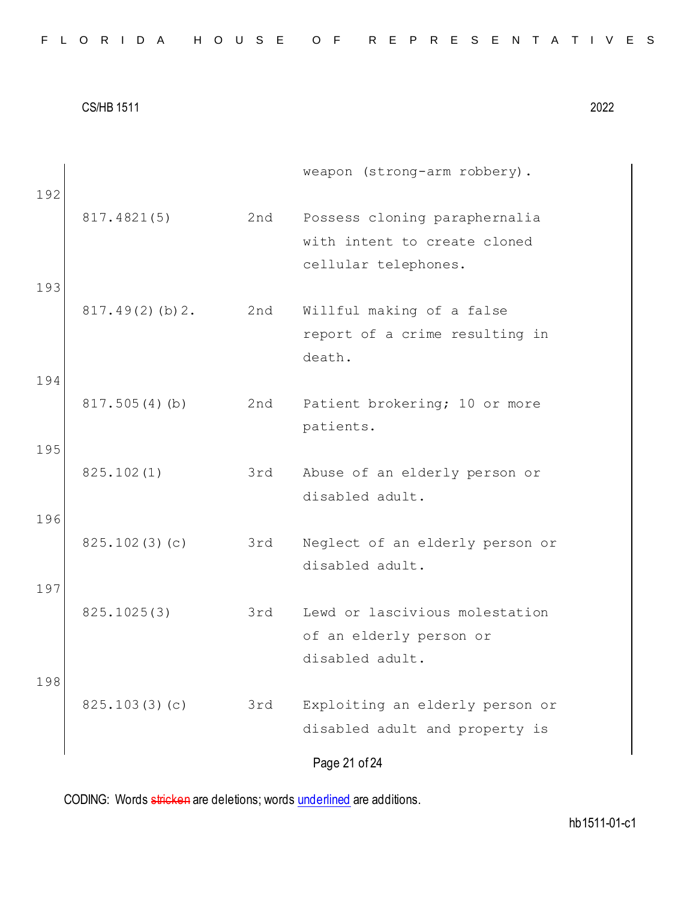| | | | weapon (strong-arm robbery). |
|---|---|---|---|
| 192 | 817.4821(5) | 2nd | Possess cloning paraphernalia with intent to create cloned cellular telephones. |
| 193 | 817.49(2)(b)2. | 2nd | Willful making of a false report of a crime resulting in death. |
| 194 | 817.505(4)(b) | 2nd | Patient brokering; 10 or more patients. |
| 195 | 825.102(1) | 3rd | Abuse of an elderly person or disabled adult. |
| 196 | 825.102(3)(c) | 3rd | Neglect of an elderly person or disabled adult. |
| 197 | 825.1025(3) | 3rd | Lewd or lascivious molestation of an elderly person or disabled adult. |
| 198 | 825.103(3)(c) | 3rd | Exploiting an elderly person or disabled adult and property is |

CODING: Words ~~stricken~~ are deletions; words <u>underlined</u> are additions.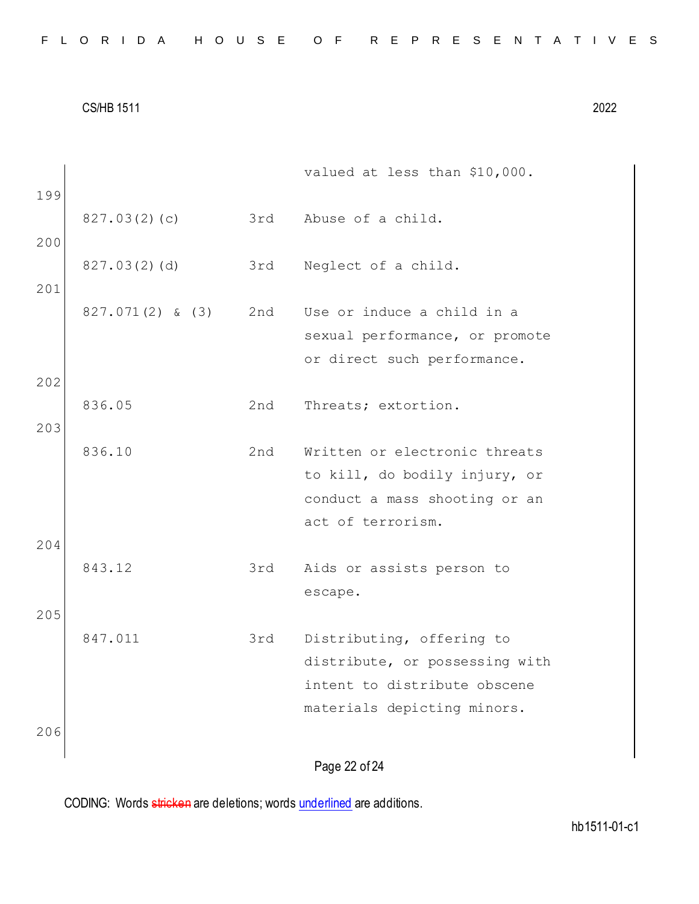| | | |
|---|---|---|
| | | valued at less than $10,000. |
| 827.03(2)(c) | 3rd | Abuse of a child. |
| 827.03(2)(d) | 3rd | Neglect of a child. |
| 827.071(2) & (3) | 2nd | Use or induce a child in a sexual performance, or promote or direct such performance. |
| 836.05 | 2nd | Threats; extortion. |
| 836.10 | 2nd | Written or electronic threats to kill, do bodily injury, or conduct a mass shooting or an act of terrorism. |
| 843.12 | 3rd | Aids or assists person to escape. |
| 847.011 | 3rd | Distributing, offering to distribute, or possessing with intent to distribute obscene materials depicting minors. |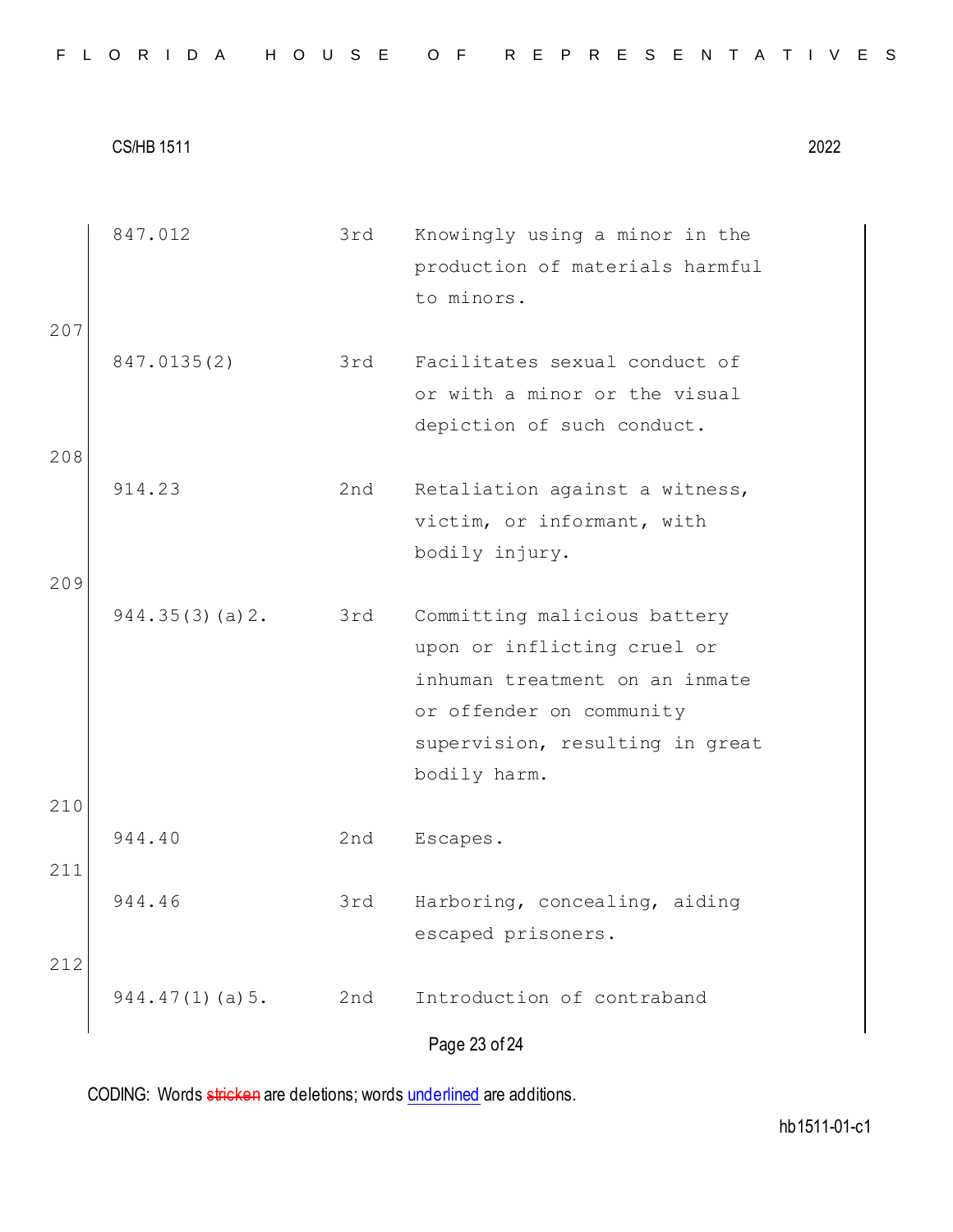| | | |
|---|---|---|
| 847.012 | 3rd | Knowingly using a minor in the production of materials harmful to minors. |

207

| | | |
|---|---|---|
| 847.0135(2) | 3rd | Facilitates sexual conduct of or with a minor or the visual depiction of such conduct. |

208

| | | |
|---|---|---|
| 914.23 | 2nd | Retaliation against a witness, victim, or informant, with bodily injury. |

209

| | | |
|---|---|---|
| 944.35(3)(a)2. | 3rd | Committing malicious battery upon or inflicting cruel or inhuman treatment on an inmate or offender on community supervision, resulting in great bodily harm. |

210

| | | |
|---|---|---|
| 944.40 | 2nd | Escapes. |

211

| | | |
|---|---|---|
| 944.46 | 3rd | Harboring, concealing, aiding escaped prisoners. |

212

| | | |
|---|---|---|
| 944.47(1)(a)5. | 2nd | Introduction of contraband |

CODING: Words ~~stricken~~ are deletions; words underlined are additions.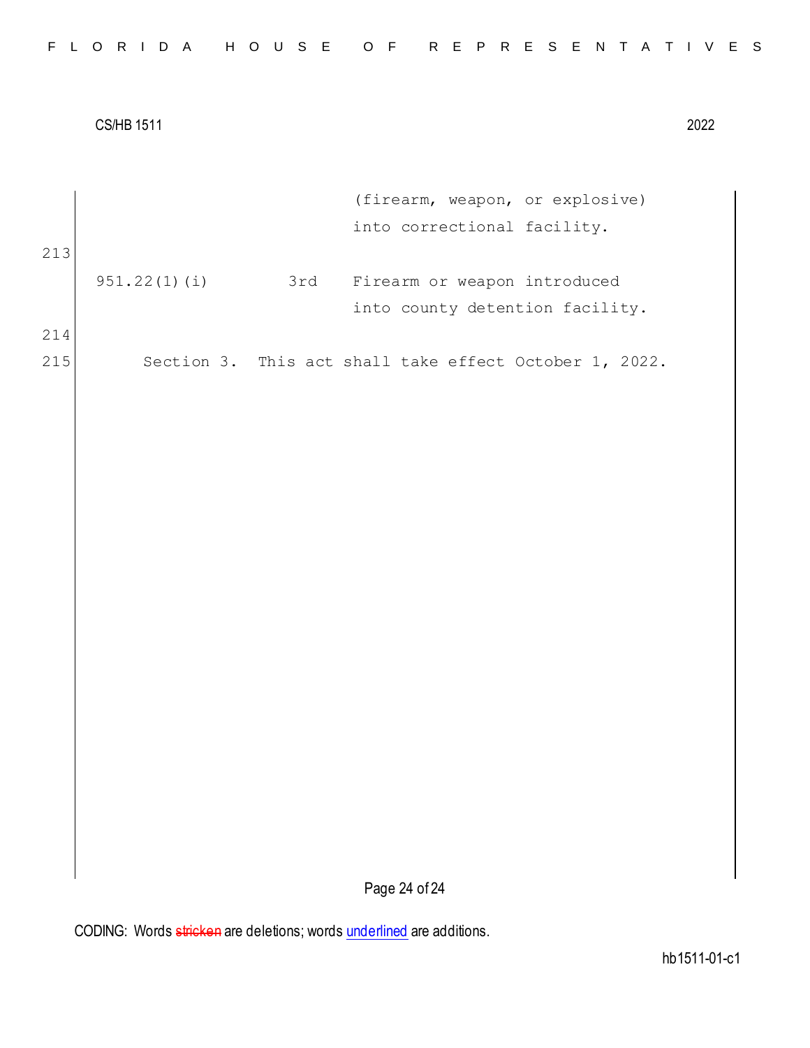| | | |
|---|---|---|
| | | (firearm, weapon, or explosive) into correctional facility. |
| 951.22(1)(i) | 3rd | Firearm or weapon introduced into county detention facility. |

Section 3. This act shall take effect October 1, 2022.